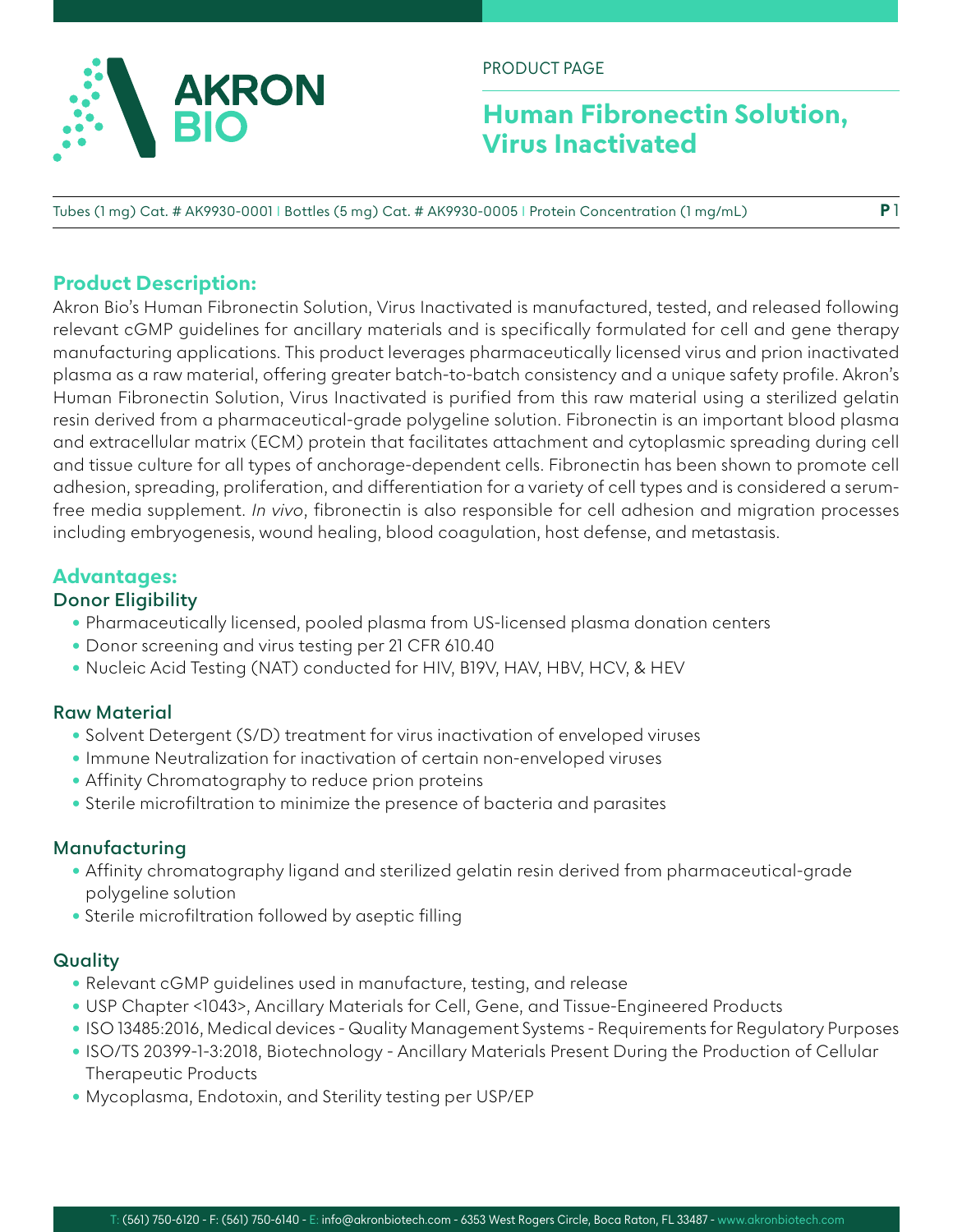PRODUCT PAGE

# Human Fibronectin Solution, Virus Inactivated

Tubes (1 mg) Cat. # AK9930-0001 | Bottles (5 mg) Cat. # AK9930-0005 | Protein Concentration (1 mg/mL)

## Product Description:

Akron Bio's Human Fibronectin Solution, Virus Inactivated is manufactured, tested, and released following relevant cGMP guidelines for ancillary materials and is specifically formulated for cell and gene therapy manufacturing applications. This product leverages pharmaceutically licensed virus and prion inactivated plasma as a raw material, offering greater batch-to-batch consistency and a unique safety profile. Akron's Human Fibronectin Solution, Virus Inactivated is purified from this raw material using a sterilized gelatin resin derived from a pharmaceutical-grade polygeline solution. Fibronectin is an important blood plasma and extracellular matrix (ECM) protein that facilitates attachment and cytoplasmic spreading during cell and tissue culture for all types of anchorage-dependent cells. Fibronectin has been shown to promote cell adhesion, spreading, proliferation, and differentiation for a variety of cell types and is considered a serum-free media supplement. *In vivo*, fibronectin is also responsible for cell adhesion and migration processes including embryogenesis, wound healing, blood coagulation, host defense, and metastasis.

## Advantages:

### Donor Eligibility

- Pharmaceutically licensed, pooled plasma from US-licensed plasma donation centers
- Donor screening and virus testing per 21 CFR 610.40
- Nucleic Acid Testing (NAT) conducted for HIV, B19V, HAV, HBV, HCV, & HEV

### Raw Material

- Solvent Detergent (S/D) treatment for virus inactivation of enveloped viruses
- Immune Neutralization for inactivation of certain non-enveloped viruses
- Affinity Chromatography to reduce prion proteins
- Sterile microfiltration to minimize the presence of bacteria and parasites

### Manufacturing

- Affinity chromatography ligand and sterilized gelatin resin derived from pharmaceutical-grade polygeline solution
- Sterile microfiltration followed by aseptic filling

### Quality

- Relevant cGMP guidelines used in manufacture, testing, and release
- USP Chapter <1043>, Ancillary Materials for Cell, Gene, and Tissue-Engineered Products
- ISO 13485:2016, Medical devices - Quality Management Systems - Requirements for Regulatory Purposes
- ISO/TS 20399-1-3:2018, Biotechnology - Ancillary Materials Present During the Production of Cellular Therapeutic Products
- Mycoplasma, Endotoxin, and Sterility testing per USP/EP

T: (561) 750-6120 - F: (561) 750-6140 - E: info@akronbiotech.com - 6353 West Rogers Circle, Boca Raton, FL 33487 - www.akronbiotech.com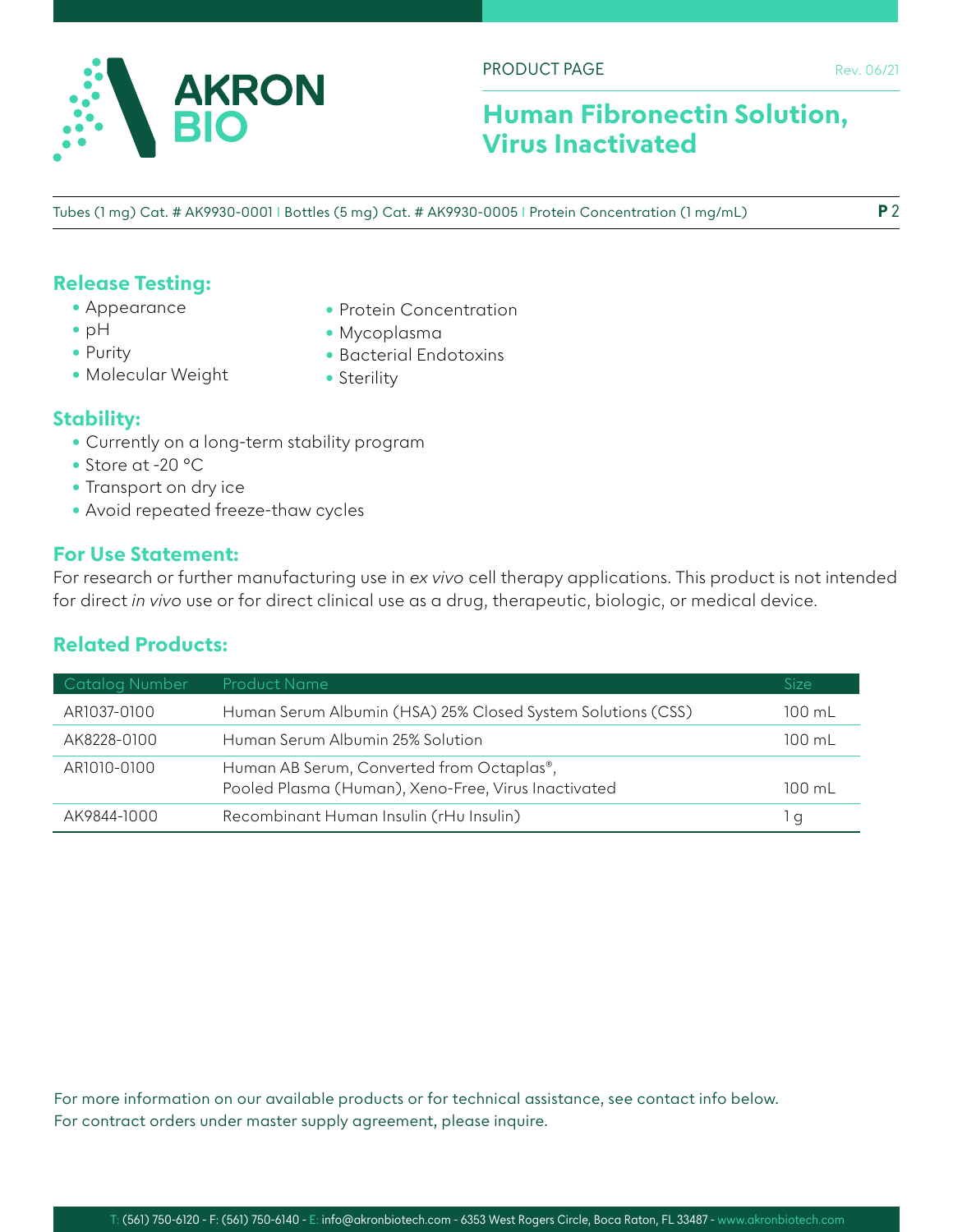## Release Testing:

- Appearance
- pH
- Purity
- Molecular Weight
- Protein Concentration
- Mycoplasma
- Bacterial Endotoxins
- Sterility

## Stability:

- Currently on a long-term stability program
- Store at -20 °C
- Transport on dry ice
- Avoid repeated freeze-thaw cycles

## For Use Statement:

For research or further manufacturing use in *ex vivo* cell therapy applications. This product is not intended for direct *in vivo* use or for direct clinical use as a drug, therapeutic, biologic, or medical device.

## Related Products:

| Catalog Number | Product Name | Size |
|---|---|---|
| AR1037-0100 | Human Serum Albumin (HSA) 25% Closed System Solutions (CSS) | 100 mL |
| AK8228-0100 | Human Serum Albumin 25% Solution | 100 mL |
| AR1010-0100 | Human AB Serum, Converted from Octaplas®, Pooled Plasma (Human), Xeno-Free, Virus Inactivated | 100 mL |
| AK9844-1000 | Recombinant Human Insulin (rHu Insulin) | 1 g |

For more information on our available products or for technical assistance, see contact info below.
For contract orders under master supply agreement, please inquire.

T: (561) 750-6120 - F: (561) 750-6140 - E: info@akronbiotech.com - 6353 West Rogers Circle, Boca Raton, FL 33487 - www.akronbiotech.com